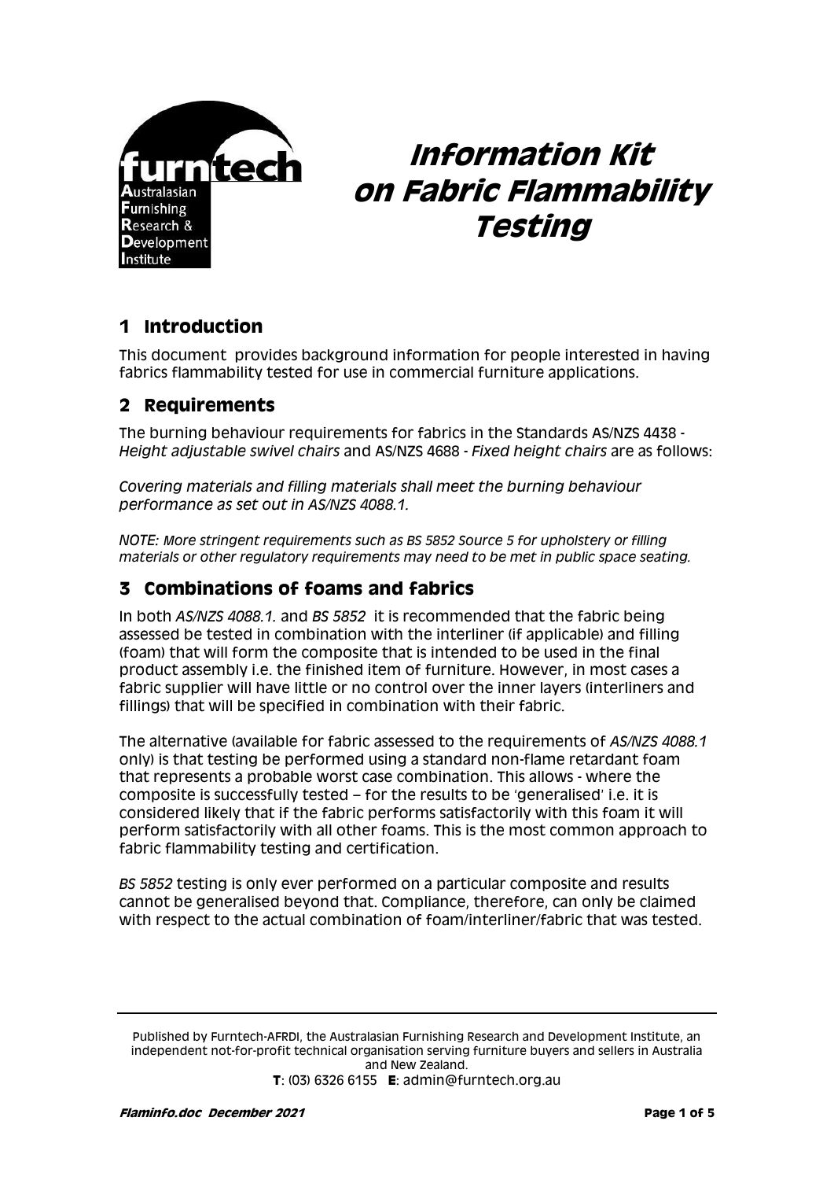furntech

Australasian Furnishing Research & Development Institute

# Information Kit on Fabric Flammability Testing

## 1 Introduction

This document provides background information for people interested in having fabrics flammability tested for use in commercial furniture applications.

## 2 Requirements

The burning behaviour requirements for fabrics in the Standards AS/NZS 4438 - *Height adjustable swivel chairs* and AS/NZS 4688 - *Fixed height chairs* are as follows:

*Covering materials and filling materials shall meet the burning behaviour performance as set out in AS/NZS 4088.1.*

*NOTE: More stringent requirements such as BS 5852 Source 5 for upholstery or filling materials or other regulatory requirements may need to be met in public space seating.*

## 3 Combinations of foams and fabrics

In both *AS/NZS 4088.1.* and *BS 5852* it is recommended that the fabric being assessed be tested in combination with the interliner (if applicable) and filling (foam) that will form the composite that is intended to be used in the final product assembly i.e. the finished item of furniture. However, in most cases a fabric supplier will have little or no control over the inner layers (interliners and fillings) that will be specified in combination with their fabric.

The alternative (available for fabric assessed to the requirements of *AS/NZS 4088.1* only) is that testing be performed using a standard non-flame retardant foam that represents a probable worst case combination. This allows - where the composite is successfully tested – for the results to be 'generalised' i.e. it is considered likely that if the fabric performs satisfactorily with this foam it will perform satisfactorily with all other foams. This is the most common approach to fabric flammability testing and certification.

*BS 5852* testing is only ever performed on a particular composite and results cannot be generalised beyond that. Compliance, therefore, can only be claimed with respect to the actual combination of foam/interliner/fabric that was tested.

Published by Furntech-AFRDI, the Australasian Furnishing Research and Development Institute, an independent not-for-profit technical organisation serving furniture buyers and sellers in Australia and New Zealand.
**T**: (03) 6326 6155 **E**: admin@furntech.org.au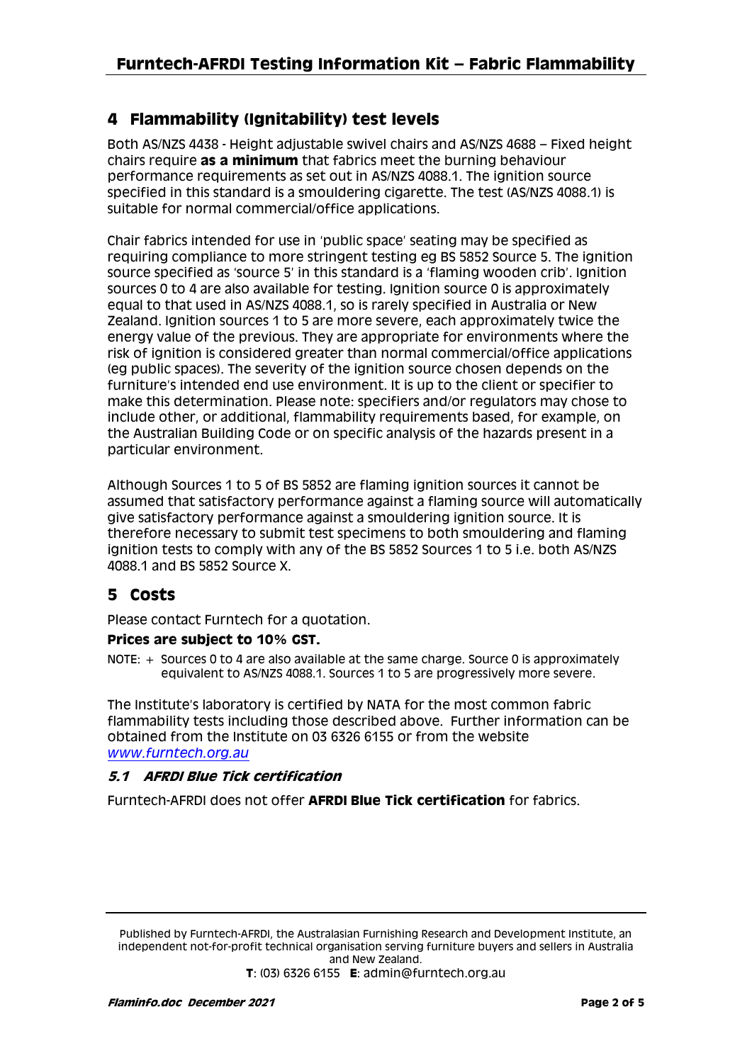## 4 Flammability (Ignitability) test levels

Both AS/NZS 4438 - Height adjustable swivel chairs and AS/NZS 4688 – Fixed height chairs require **as a minimum** that fabrics meet the burning behaviour performance requirements as set out in AS/NZS 4088.1. The ignition source specified in this standard is a smouldering cigarette. The test (AS/NZS 4088.1) is suitable for normal commercial/office applications.

Chair fabrics intended for use in 'public space' seating may be specified as requiring compliance to more stringent testing eg BS 5852 Source 5. The ignition source specified as 'source 5' in this standard is a 'flaming wooden crib'. Ignition sources 0 to 4 are also available for testing. Ignition source 0 is approximately equal to that used in AS/NZS 4088.1, so is rarely specified in Australia or New Zealand. Ignition sources 1 to 5 are more severe, each approximately twice the energy value of the previous. They are appropriate for environments where the risk of ignition is considered greater than normal commercial/office applications (eg public spaces). The severity of the ignition source chosen depends on the furniture's intended end use environment. It is up to the client or specifier to make this determination. Please note: specifiers and/or regulators may chose to include other, or additional, flammability requirements based, for example, on the Australian Building Code or on specific analysis of the hazards present in a particular environment.

Although Sources 1 to 5 of BS 5852 are flaming ignition sources it cannot be assumed that satisfactory performance against a flaming source will automatically give satisfactory performance against a smouldering ignition source. It is therefore necessary to submit test specimens to both smouldering and flaming ignition tests to comply with any of the BS 5852 Sources 1 to 5 i.e. both AS/NZS 4088.1 and BS 5852 Source X.

## 5 Costs

Please contact Furntech for a quotation.

**Prices are subject to 10% GST.**

NOTE: + Sources 0 to 4 are also available at the same charge. Source 0 is approximately equivalent to AS/NZS 4088.1. Sources 1 to 5 are progressively more severe.

The Institute's laboratory is certified by NATA for the most common fabric flammability tests including those described above. Further information can be obtained from the Institute on 03 6326 6155 or from the website *www.furntech.org.au*

### *5.1 AFRDI Blue Tick certification*

Furntech-AFRDI does not offer **AFRDI Blue Tick certification** for fabrics.

Published by Furntech-AFRDI, the Australasian Furnishing Research and Development Institute, an independent not-for-profit technical organisation serving furniture buyers and sellers in Australia and New Zealand.

**T**: (03) 6326 6155 **E**: admin@furntech.org.au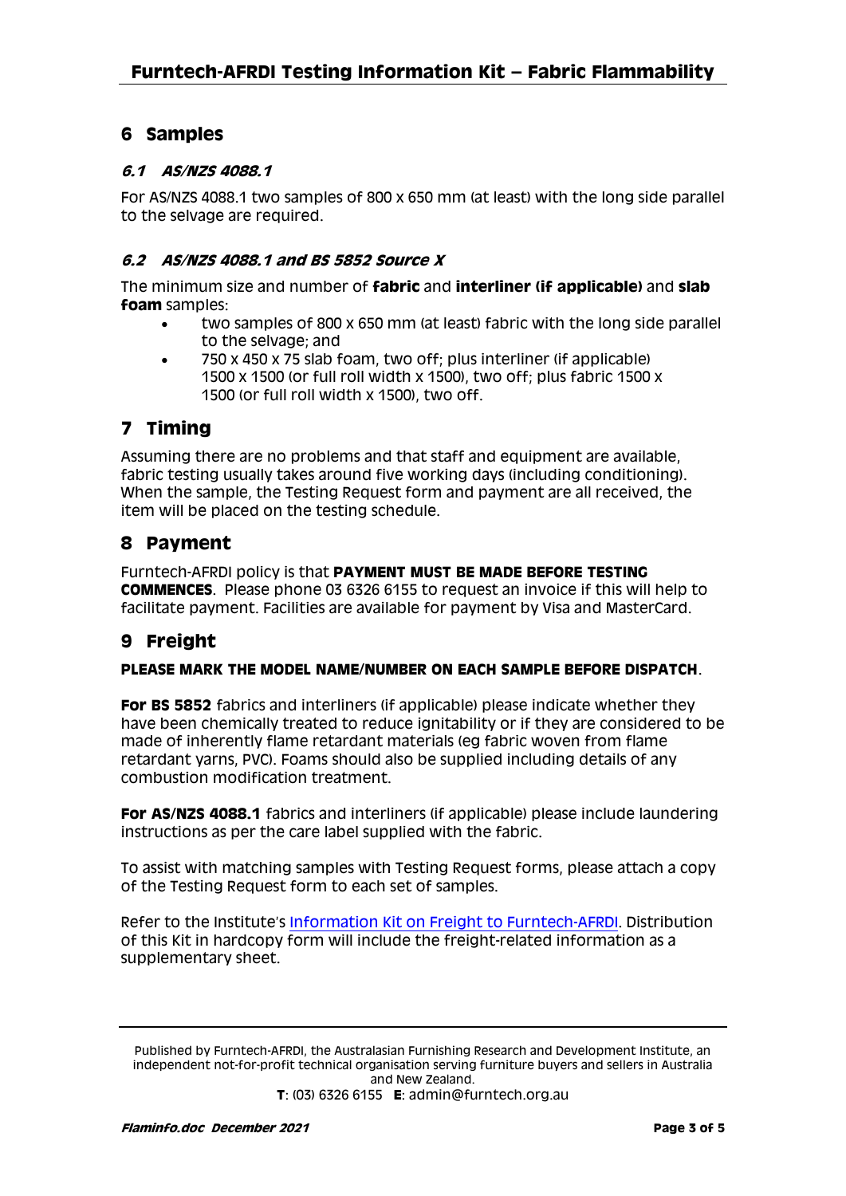## 6 Samples

### *6.1 AS/NZS 4088.1*

For AS/NZS 4088.1 two samples of 800 x 650 mm (at least) with the long side parallel to the selvage are required.

### *6.2 AS/NZS 4088.1 and BS 5852 Source X*

The minimum size and number of **fabric** and **interliner (if applicable)** and **slab foam** samples:

- two samples of 800 x 650 mm (at least) fabric with the long side parallel to the selvage; and
- 750 x 450 x 75 slab foam, two off; plus interliner (if applicable) 1500 x 1500 (or full roll width x 1500), two off; plus fabric 1500 x 1500 (or full roll width x 1500), two off.

## 7 Timing

Assuming there are no problems and that staff and equipment are available, fabric testing usually takes around five working days (including conditioning). When the sample, the Testing Request form and payment are all received, the item will be placed on the testing schedule.

## 8 Payment

Furntech-AFRDI policy is that **PAYMENT MUST BE MADE BEFORE TESTING COMMENCES**. Please phone 03 6326 6155 to request an invoice if this will help to facilitate payment. Facilities are available for payment by Visa and MasterCard.

## 9 Freight

**PLEASE MARK THE MODEL NAME/NUMBER ON EACH SAMPLE BEFORE DISPATCH**.

**For BS 5852** fabrics and interliners (if applicable) please indicate whether they have been chemically treated to reduce ignitability or if they are considered to be made of inherently flame retardant materials (eg fabric woven from flame retardant yarns, PVC). Foams should also be supplied including details of any combustion modification treatment.

**For AS/NZS 4088.1** fabrics and interliners (if applicable) please include laundering instructions as per the care label supplied with the fabric.

To assist with matching samples with Testing Request forms, please attach a copy of the Testing Request form to each set of samples.

Refer to the Institute's Information Kit on Freight to Furntech-AFRDI. Distribution of this Kit in hardcopy form will include the freight-related information as a supplementary sheet.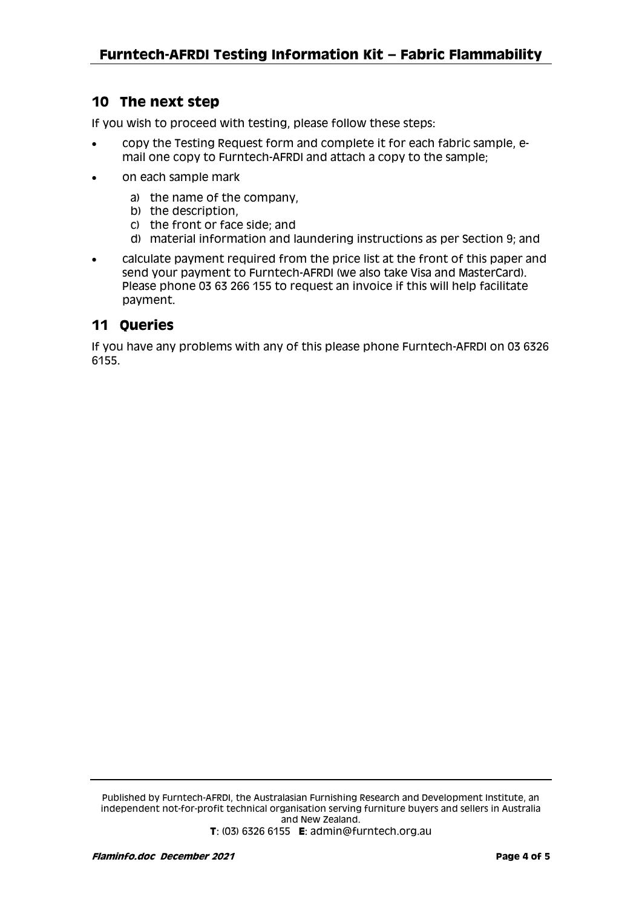## 10 The next step

If you wish to proceed with testing, please follow these steps:

- copy the Testing Request form and complete it for each fabric sample, e-mail one copy to Furntech-AFRDI and attach a copy to the sample;
- on each sample mark
  a) the name of the company,
  b) the description,
  c) the front or face side; and
  d) material information and laundering instructions as per Section 9; and
- calculate payment required from the price list at the front of this paper and send your payment to Furntech-AFRDI (we also take Visa and MasterCard). Please phone 03 63 266 155 to request an invoice if this will help facilitate payment.

## 11 Queries

If you have any problems with any of this please phone Furntech-AFRDI on 03 6326 6155.

Published by Furntech-AFRDI, the Australasian Furnishing Research and Development Institute, an independent not-for-profit technical organisation serving furniture buyers and sellers in Australia and New Zealand.

**T**: (03) 6326 6155 **E**: admin@furntech.org.au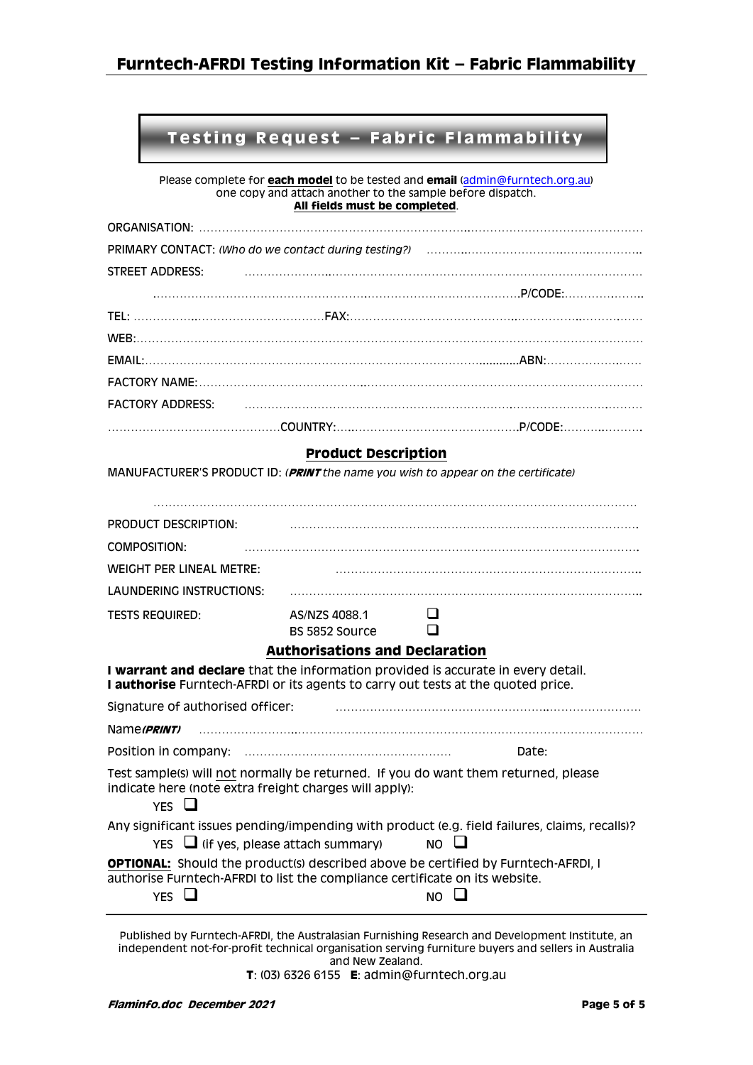# Testing Request – Fabric Flammability

Please complete for **each model** to be tested and **email** (admin@furntech.org.au) one copy and attach another to the sample before dispatch.
**All fields must be completed**.

ORGANISATION: ……………………………………………………………………………………………………………

PRIMARY CONTACT: *(Who do we contact during testing?)* ……………………………………………………

STREET ADDRESS: ……………………………………………………………………………………………………

……………………………………………………………………………………P/CODE:…………………

TEL: ……………………………………………FAX:………………………………………………………………

WEB:……………………………………………………………………………………………………………………

EMAIL:…………………………………………………………………………………ABN:……………………

FACTORY NAME:………………………………………………………………………………………………………

FACTORY ADDRESS: ……………………………………………………………………………………………………

……………………………………………COUNTRY:……………………………………………P/CODE:…………………

## Product Description

MANUFACTURER'S PRODUCT ID: *(**PRINT** the name you wish to appear on the certificate)*

……………………………………………………………………………………………………………………

PRODUCT DESCRIPTION: ………………………………………………………………………………………

COMPOSITION: ……………………………………………………………………………………………………

WEIGHT PER LINEAL METRE: ……………………………………………………………………………………

LAUNDERING INSTRUCTIONS: ……………………………………………………………………………………

TESTS REQUIRED:
- AS/NZS 4088.1 ❑
- BS 5852 Source ❑

## Authorisations and Declaration

**I warrant and declare** that the information provided is accurate in every detail.
**I authorise** Furntech-AFRDI or its agents to carry out tests at the quoted price.

Signature of authorised officer: ……………………………………………………………………

Name ***(PRINT)*** ……………………………………………………………………………………………

Position in company: …………………………………………………… Date:

Test sample(s) will not normally be returned. If you do want them returned, please indicate here (note extra freight charges will apply):

YES ❑

Any significant issues pending/impending with product (e.g. field failures, claims, recalls)?

YES ❑ (if yes, please attach summary) NO ❑

**OPTIONAL:** Should the product(s) described above be certified by Furntech-AFRDI, I authorise Furntech-AFRDI to list the compliance certificate on its website.

YES ❑ NO ❑

---

Published by Furntech-AFRDI, the Australasian Furnishing Research and Development Institute, an independent not-for-profit technical organisation serving furniture buyers and sellers in Australia and New Zealand.
**T**: (03) 6326 6155 **E**: admin@furntech.org.au